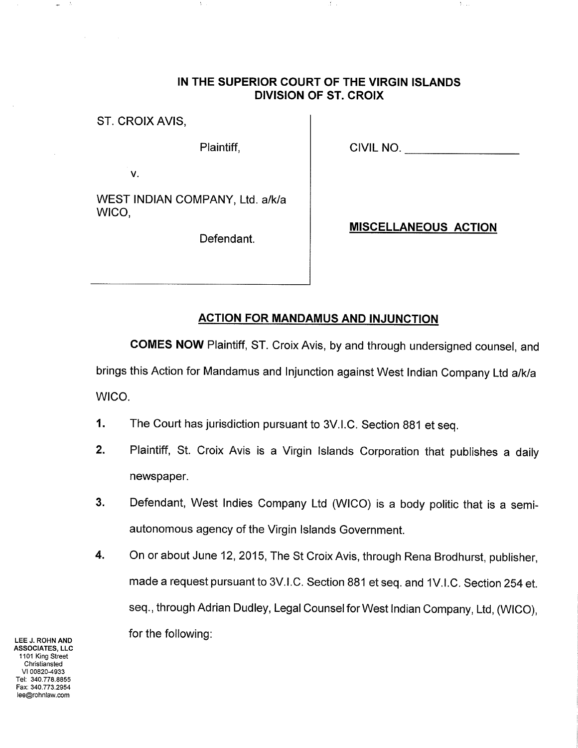**IN THE SUPERIOR COURT OF THE VIRGIN ISLANDS**
**DIVISION OF ST. CROIX**

ST. CROIX AVIS,

Plaintiff,

v.

WEST INDIAN COMPANY, Ltd. a/k/a WICO,

Defendant.

CIVIL NO. ______________

**MISCELLANEOUS ACTION**

## ACTION FOR MANDAMUS AND INJUNCTION

**COMES NOW** Plaintiff, ST. Croix Avis, by and through undersigned counsel, and brings this Action for Mandamus and Injunction against West Indian Company Ltd a/k/a WICO.

**1.** The Court has jurisdiction pursuant to 3V.I.C. Section 881 et seq.

**2.** Plaintiff, St. Croix Avis is a Virgin Islands Corporation that publishes a daily newspaper.

**3.** Defendant, West Indies Company Ltd (WICO) is a body politic that is a semi-autonomous agency of the Virgin Islands Government.

**4.** On or about June 12, 2015, The St Croix Avis, through Rena Brodhurst, publisher, made a request pursuant to 3V.I.C. Section 881 et seq. and 1V.I.C. Section 254 et. seq., through Adrian Dudley, Legal Counsel for West Indian Company, Ltd, (WICO), for the following:

LEE J. ROHN AND ASSOCIATES, LLC
1101 King Street
Christiansted
VI 00820-4933
Tel: 340.778.8855
Fax: 340.773.2954
lee@rohnlaw.com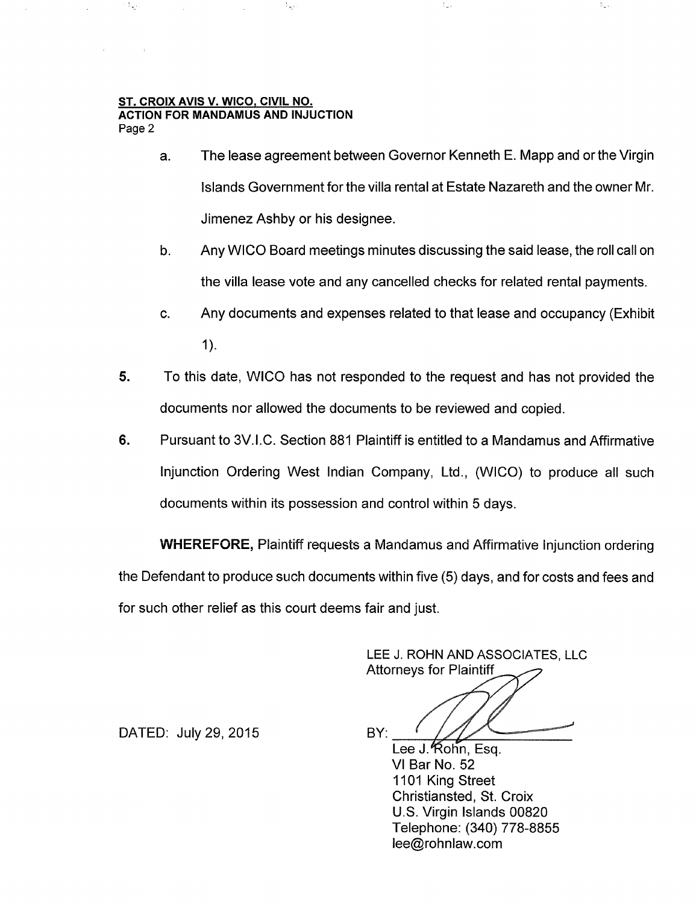a. The lease agreement between Governor Kenneth E. Mapp and or the Virgin Islands Government for the villa rental at Estate Nazareth and the owner Mr. Jimenez Ashby or his designee.

b. Any WICO Board meetings minutes discussing the said lease, the roll call on the villa lease vote and any cancelled checks for related rental payments.

c. Any documents and expenses related to that lease and occupancy (Exhibit 1).

**5.** To this date, WICO has not responded to the request and has not provided the documents nor allowed the documents to be reviewed and copied.

**6.** Pursuant to 3V.I.C. Section 881 Plaintiff is entitled to a Mandamus and Affirmative Injunction Ordering West Indian Company, Ltd., (WICO) to produce all such documents within its possession and control within 5 days.

**WHEREFORE,** Plaintiff requests a Mandamus and Affirmative Injunction ordering the Defendant to produce such documents within five (5) days, and for costs and fees and for such other relief as this court deems fair and just.

LEE J. ROHN AND ASSOCIATES, LLC
Attorneys for Plaintiff

DATED: July 29, 2015

BY: ______________________
Lee J. Rohn, Esq.
VI Bar No. 52
1101 King Street
Christiansted, St. Croix
U.S. Virgin Islands 00820
Telephone: (340) 778-8855
lee@rohnlaw.com